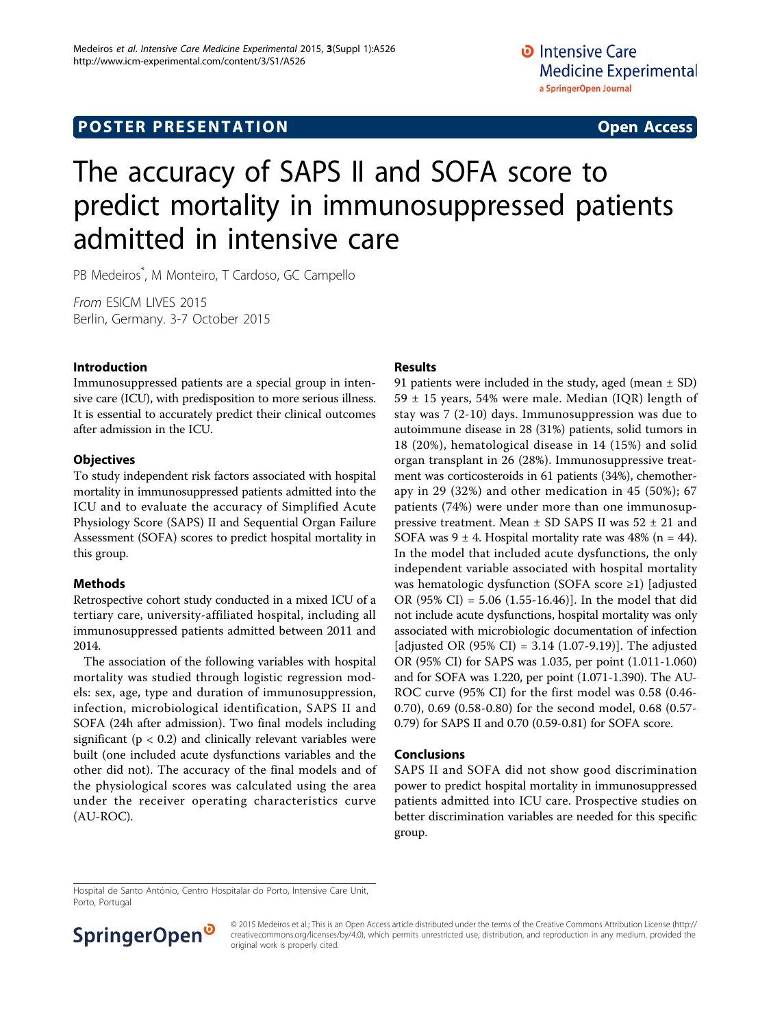POSTER PRESENTATION Open Access

# The accuracy of SAPS II and SOFA score to predict mortality in immunosuppressed patients admitted in intensive care

PB Medeiros*, M Monteiro, T Cardoso, GC Campello

*From* ESICM LIVES 2015
Berlin, Germany. 3-7 October 2015

## Introduction

Immunosuppressed patients are a special group in intensive care (ICU), with predisposition to more serious illness. It is essential to accurately predict their clinical outcomes after admission in the ICU.

## Objectives

To study independent risk factors associated with hospital mortality in immunosuppressed patients admitted into the ICU and to evaluate the accuracy of Simplified Acute Physiology Score (SAPS) II and Sequential Organ Failure Assessment (SOFA) scores to predict hospital mortality in this group.

## Methods

Retrospective cohort study conducted in a mixed ICU of a tertiary care, university-affiliated hospital, including all immunosuppressed patients admitted between 2011 and 2014.

The association of the following variables with hospital mortality was studied through logistic regression models: sex, age, type and duration of immunosuppression, infection, microbiological identification, SAPS II and SOFA (24h after admission). Two final models including significant ($p < 0.2$) and clinically relevant variables were built (one included acute dysfunctions variables and the other did not). The accuracy of the final models and of the physiological scores was calculated using the area under the receiver operating characteristics curve (AU-ROC).

## Results

91 patients were included in the study, aged (mean ± SD) 59 ± 15 years, 54% were male. Median (IQR) length of stay was 7 (2-10) days. Immunosuppression was due to autoimmune disease in 28 (31%) patients, solid tumors in 18 (20%), hematological disease in 14 (15%) and solid organ transplant in 26 (28%). Immunosuppressive treatment was corticosteroids in 61 patients (34%), chemotherapy in 29 (32%) and other medication in 45 (50%); 67 patients (74%) were under more than one immunosuppressive treatment. Mean ± SD SAPS II was 52 ± 21 and SOFA was 9 ± 4. Hospital mortality rate was 48% (n = 44). In the model that included acute dysfunctions, the only independent variable associated with hospital mortality was hematologic dysfunction (SOFA score ≥1) [adjusted OR (95% CI) = 5.06 (1.55-16.46)]. In the model that did not include acute dysfunctions, hospital mortality was only associated with microbiologic documentation of infection [adjusted OR (95% CI) = 3.14 (1.07-9.19)]. The adjusted OR (95% CI) for SAPS was 1.035, per point (1.011-1.060) and for SOFA was 1.220, per point (1.071-1.390). The AU-ROC curve (95% CI) for the first model was 0.58 (0.46-0.70), 0.69 (0.58-0.80) for the second model, 0.68 (0.57-0.79) for SAPS II and 0.70 (0.59-0.81) for SOFA score.

## Conclusions

SAPS II and SOFA did not show good discrimination power to predict hospital mortality in immunosuppressed patients admitted into ICU care. Prospective studies on better discrimination variables are needed for this specific group.

Hospital de Santo António, Centro Hospitalar do Porto, Intensive Care Unit, Porto, Portugal

© 2015 Medeiros et al.; This is an Open Access article distributed under the terms of the Creative Commons Attribution License (http://creativecommons.org/licenses/by/4.0), which permits unrestricted use, distribution, and reproduction in any medium, provided the original work is properly cited.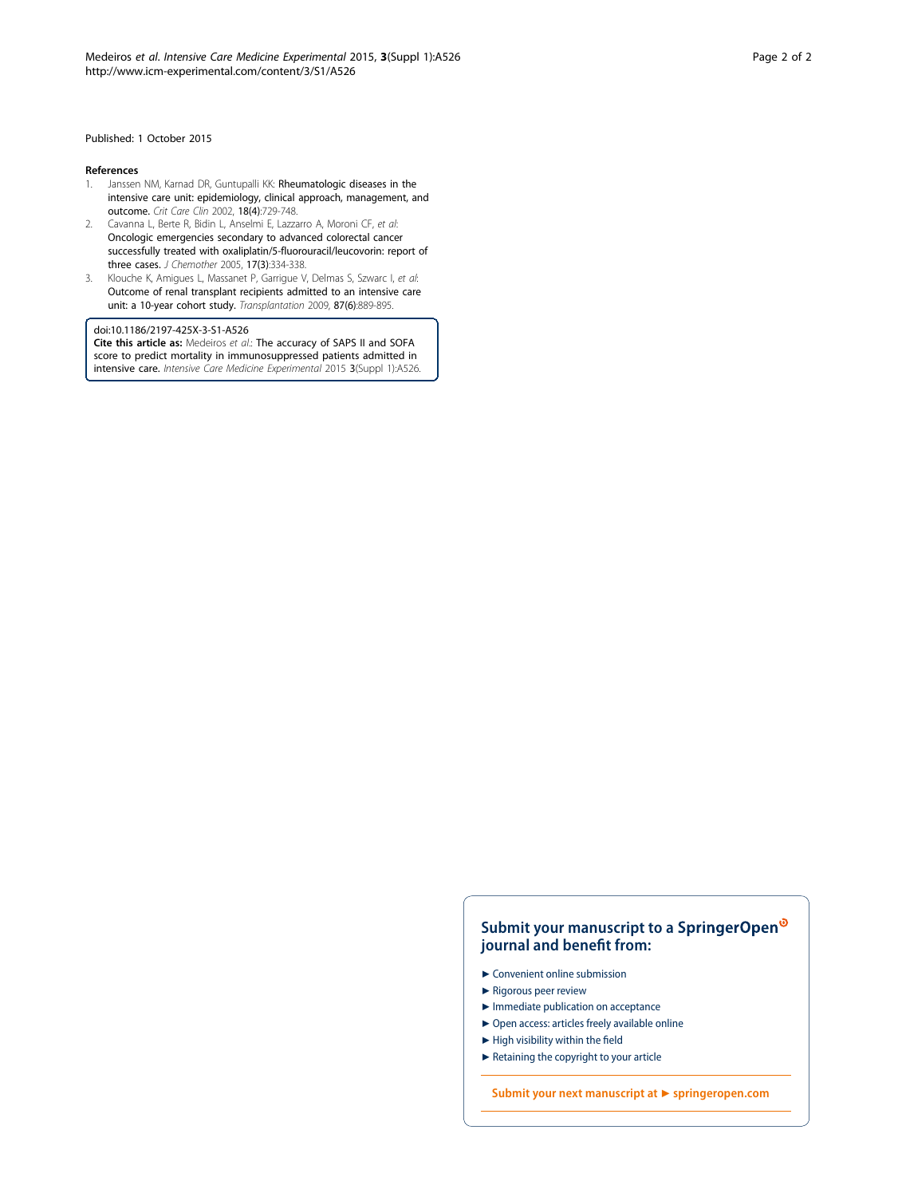Published: 1 October 2015

### References

1. Janssen NM, Karnad DR, Guntupalli KK: **Rheumatologic diseases in the intensive care unit: epidemiology, clinical approach, management, and outcome.** *Crit Care Clin* 2002, **18(4)**:729-748.
2. Cavanna L, Berte R, Bidin L, Anselmi E, Lazzarro A, Moroni CF, *et al*: **Oncologic emergencies secondary to advanced colorectal cancer successfully treated with oxaliplatin/5-fluorouracil/leucovorin: report of three cases.** *J Chemother* 2005, **17(3)**:334-338.
3. Klouche K, Amigues L, Massanet P, Garrigue V, Delmas S, Szwarc I, *et al*: **Outcome of renal transplant recipients admitted to an intensive care unit: a 10-year cohort study.** *Transplantation* 2009, **87(6)**:889-895.

doi:10.1186/2197-425X-3-S1-A526

**Cite this article as:** Medeiros *et al.*: The accuracy of SAPS II and SOFA score to predict mortality in immunosuppressed patients admitted in intensive care. *Intensive Care Medicine Experimental* 2015 **3**(Suppl 1):A526.

**Submit your manuscript to a SpringerOpen journal and benefit from:**

- ► Convenient online submission
- ► Rigorous peer review
- ► Immediate publication on acceptance
- ► Open access: articles freely available online
- ► High visibility within the field
- ► Retaining the copyright to your article

**Submit your next manuscript at ► springeropen.com**